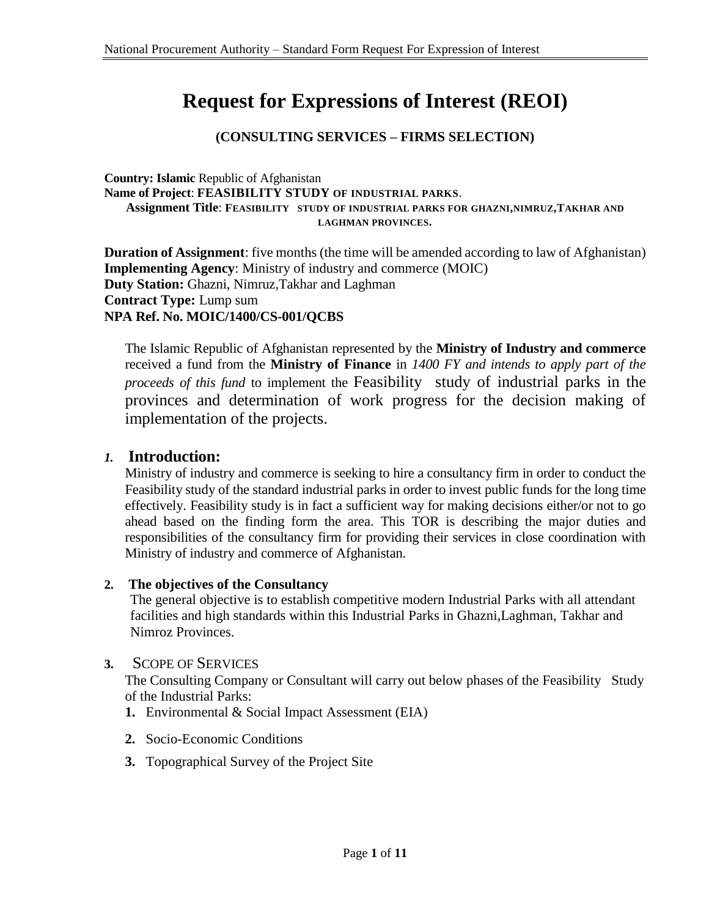# Request for Expressions of Interest (REOI)

**(CONSULTING SERVICES – FIRMS SELECTION)**

**Country: Islamic** Republic of Afghanistan
**Name of Project**: **FEASIBILITY STUDY OF INDUSTRIAL PARKS**.
**Assignment Title**: **FEASIBILITY STUDY OF INDUSTRIAL PARKS FOR GHAZNI,NIMRUZ,TAKHAR AND LAGHMAN PROVINCES.**

**Duration of Assignment**: five months (the time will be amended according to law of Afghanistan)
**Implementing Agency**: Ministry of industry and commerce (MOIC)
**Duty Station:** Ghazni, Nimruz,Takhar and Laghman
**Contract Type:** Lump sum
**NPA Ref. No. MOIC/1400/CS-001/QCBS**

The Islamic Republic of Afghanistan represented by the **Ministry of Industry and commerce** received a fund from the **Ministry of Finance** in *1400 FY and intends to apply part of the proceeds of this fund* to implement the Feasibility study of industrial parks in the provinces and determination of work progress for the decision making of implementation of the projects.

## *1.* Introduction:

Ministry of industry and commerce is seeking to hire a consultancy firm in order to conduct the Feasibility study of the standard industrial parks in order to invest public funds for the long time effectively. Feasibility study is in fact a sufficient way for making decisions either/or not to go ahead based on the finding form the area. This TOR is describing the major duties and responsibilities of the consultancy firm for providing their services in close coordination with Ministry of industry and commerce of Afghanistan.

### 2. The objectives of the Consultancy

The general objective is to establish competitive modern Industrial Parks with all attendant facilities and high standards within this Industrial Parks in Ghazni,Laghman, Takhar and Nimroz Provinces.

### 3. SCOPE OF SERVICES

The Consulting Company or Consultant will carry out below phases of the Feasibility Study of the Industrial Parks:

1. Environmental & Social Impact Assessment (EIA)
2. Socio-Economic Conditions
3. Topographical Survey of the Project Site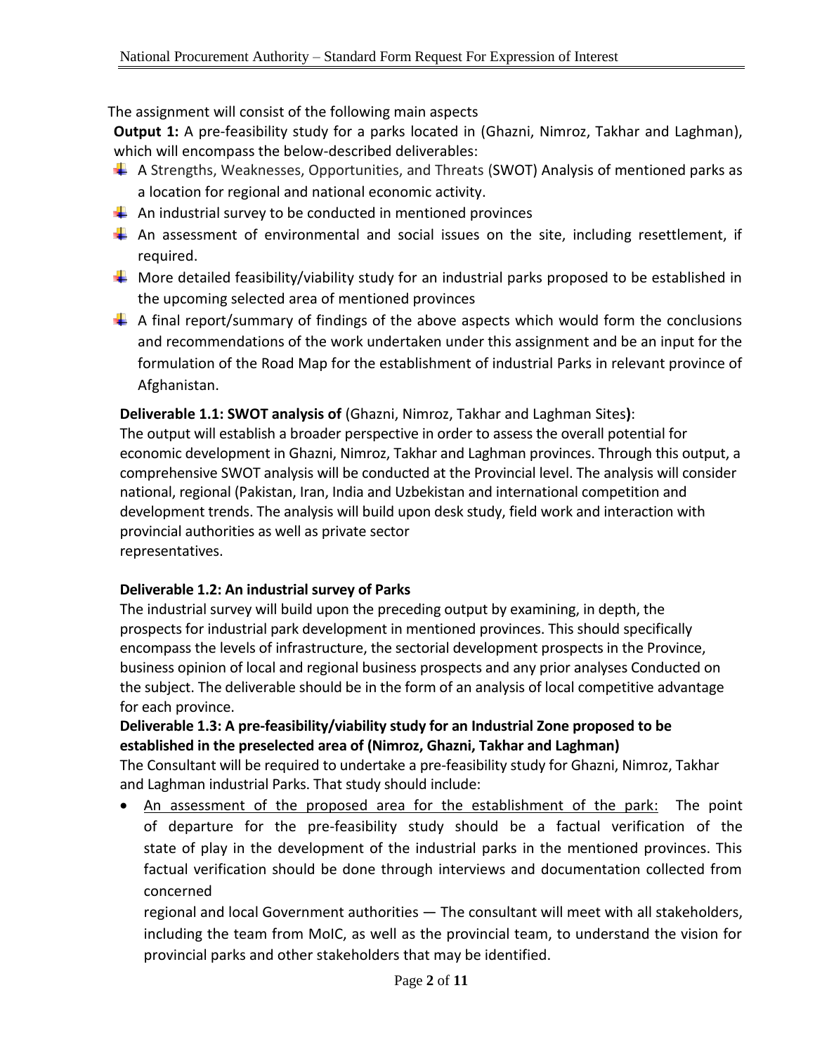The assignment will consist of the following main aspects

**Output 1:** A pre-feasibility study for a parks located in (Ghazni, Nimroz, Takhar and Laghman), which will encompass the below-described deliverables:

- A Strengths, Weaknesses, Opportunities, and Threats (SWOT) Analysis of mentioned parks as a location for regional and national economic activity.
- An industrial survey to be conducted in mentioned provinces
- An assessment of environmental and social issues on the site, including resettlement, if required.
- More detailed feasibility/viability study for an industrial parks proposed to be established in the upcoming selected area of mentioned provinces
- A final report/summary of findings of the above aspects which would form the conclusions and recommendations of the work undertaken under this assignment and be an input for the formulation of the Road Map for the establishment of industrial Parks in relevant province of Afghanistan.

**Deliverable 1.1: SWOT analysis of** (Ghazni, Nimroz, Takhar and Laghman Sites**)**:

The output will establish a broader perspective in order to assess the overall potential for economic development in Ghazni, Nimroz, Takhar and Laghman provinces. Through this output, a comprehensive SWOT analysis will be conducted at the Provincial level. The analysis will consider national, regional (Pakistan, Iran, India and Uzbekistan and international competition and development trends. The analysis will build upon desk study, field work and interaction with provincial authorities as well as private sector representatives.

**Deliverable 1.2: An industrial survey of Parks**

The industrial survey will build upon the preceding output by examining, in depth, the prospects for industrial park development in mentioned provinces. This should specifically encompass the levels of infrastructure, the sectorial development prospects in the Province, business opinion of local and regional business prospects and any prior analyses Conducted on the subject. The deliverable should be in the form of an analysis of local competitive advantage for each province.

**Deliverable 1.3: A pre-feasibility/viability study for an Industrial Zone proposed to be established in the preselected area of (Nimroz, Ghazni, Takhar and Laghman)**

The Consultant will be required to undertake a pre-feasibility study for Ghazni, Nimroz, Takhar and Laghman industrial Parks. That study should include:

- An assessment of the proposed area for the establishment of the park: The point of departure for the pre-feasibility study should be a factual verification of the state of play in the development of the industrial parks in the mentioned provinces. This factual verification should be done through interviews and documentation collected from concerned regional and local Government authorities — The consultant will meet with all stakeholders, including the team from MoIC, as well as the provincial team, to understand the vision for provincial parks and other stakeholders that may be identified.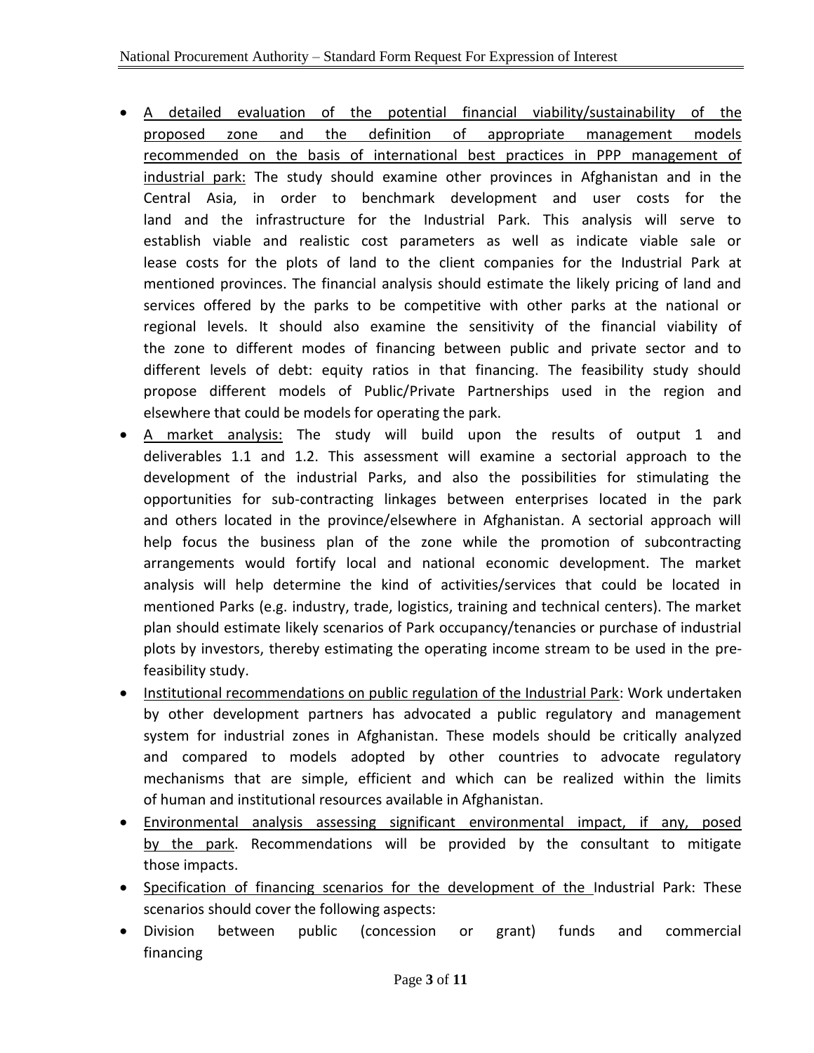- A detailed evaluation of the potential financial viability/sustainability of the proposed zone and the definition of appropriate management models recommended on the basis of international best practices in PPP management of industrial park: The study should examine other provinces in Afghanistan and in the Central Asia, in order to benchmark development and user costs for the land and the infrastructure for the Industrial Park. This analysis will serve to establish viable and realistic cost parameters as well as indicate viable sale or lease costs for the plots of land to the client companies for the Industrial Park at mentioned provinces. The financial analysis should estimate the likely pricing of land and services offered by the parks to be competitive with other parks at the national or regional levels. It should also examine the sensitivity of the financial viability of the zone to different modes of financing between public and private sector and to different levels of debt: equity ratios in that financing. The feasibility study should propose different models of Public/Private Partnerships used in the region and elsewhere that could be models for operating the park.
- A market analysis: The study will build upon the results of output 1 and deliverables 1.1 and 1.2. This assessment will examine a sectorial approach to the development of the industrial Parks, and also the possibilities for stimulating the opportunities for sub-contracting linkages between enterprises located in the park and others located in the province/elsewhere in Afghanistan. A sectorial approach will help focus the business plan of the zone while the promotion of subcontracting arrangements would fortify local and national economic development. The market analysis will help determine the kind of activities/services that could be located in mentioned Parks (e.g. industry, trade, logistics, training and technical centers). The market plan should estimate likely scenarios of Park occupancy/tenancies or purchase of industrial plots by investors, thereby estimating the operating income stream to be used in the pre-feasibility study.
- Institutional recommendations on public regulation of the Industrial Park: Work undertaken by other development partners has advocated a public regulatory and management system for industrial zones in Afghanistan. These models should be critically analyzed and compared to models adopted by other countries to advocate regulatory mechanisms that are simple, efficient and which can be realized within the limits of human and institutional resources available in Afghanistan.
- Environmental analysis assessing significant environmental impact, if any, posed by the park. Recommendations will be provided by the consultant to mitigate those impacts.
- Specification of financing scenarios for the development of the Industrial Park: These scenarios should cover the following aspects:
- Division between public (concession or grant) funds and commercial financing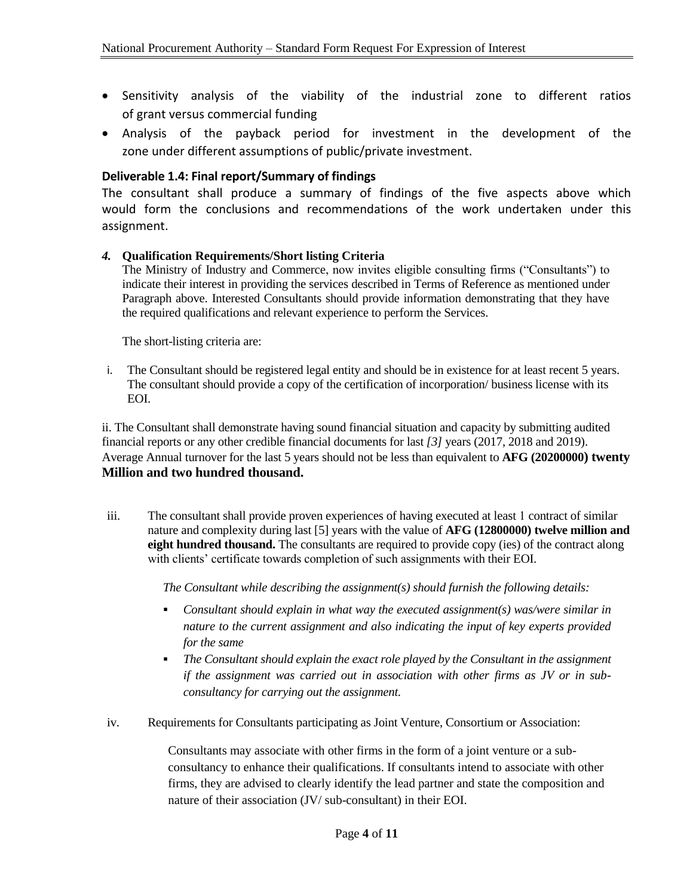- Sensitivity analysis of the viability of the industrial zone to different ratios of grant versus commercial funding
- Analysis of the payback period for investment in the development of the zone under different assumptions of public/private investment.

### Deliverable 1.4: Final report/Summary of findings

The consultant shall produce a summary of findings of the five aspects above which would form the conclusions and recommendations of the work undertaken under this assignment.

### *4.* Qualification Requirements/Short listing Criteria

The Ministry of Industry and Commerce, now invites eligible consulting firms ("Consultants") to indicate their interest in providing the services described in Terms of Reference as mentioned under Paragraph above. Interested Consultants should provide information demonstrating that they have the required qualifications and relevant experience to perform the Services.

The short-listing criteria are:

i. The Consultant should be registered legal entity and should be in existence for at least recent 5 years. The consultant should provide a copy of the certification of incorporation/ business license with its EOI.

ii. The Consultant shall demonstrate having sound financial situation and capacity by submitting audited financial reports or any other credible financial documents for last *[3]* years (2017, 2018 and 2019). Average Annual turnover for the last 5 years should not be less than equivalent to **AFG (20200000) twenty Million and two hundred thousand.**

iii. The consultant shall provide proven experiences of having executed at least 1 contract of similar nature and complexity during last [5] years with the value of **AFG (12800000) twelve million and eight hundred thousand.** The consultants are required to provide copy (ies) of the contract along with clients' certificate towards completion of such assignments with their EOI.

*The Consultant while describing the assignment(s) should furnish the following details:*

- *Consultant should explain in what way the executed assignment(s) was/were similar in nature to the current assignment and also indicating the input of key experts provided for the same*
- *The Consultant should explain the exact role played by the Consultant in the assignment if the assignment was carried out in association with other firms as JV or in sub-consultancy for carrying out the assignment.*

iv. Requirements for Consultants participating as Joint Venture, Consortium or Association:

Consultants may associate with other firms in the form of a joint venture or a sub-consultancy to enhance their qualifications. If consultants intend to associate with other firms, they are advised to clearly identify the lead partner and state the composition and nature of their association (JV/ sub-consultant) in their EOI.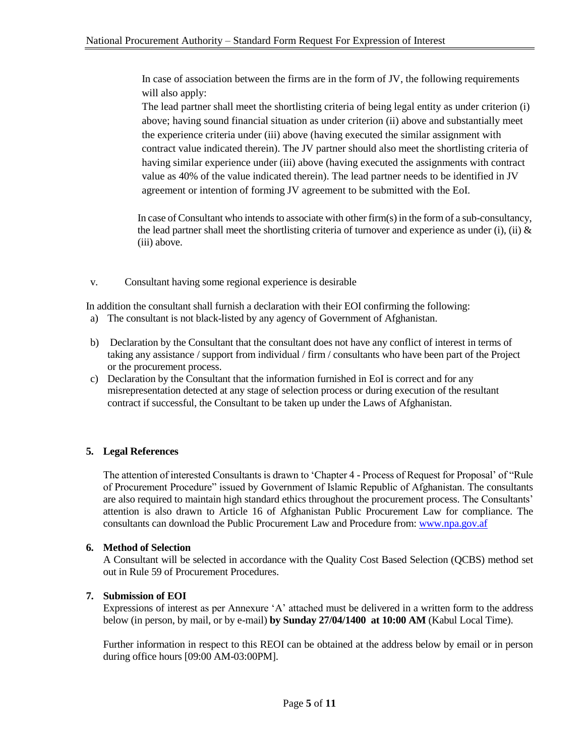In case of association between the firms are in the form of JV, the following requirements will also apply:

The lead partner shall meet the shortlisting criteria of being legal entity as under criterion (i) above; having sound financial situation as under criterion (ii) above and substantially meet the experience criteria under (iii) above (having executed the similar assignment with contract value indicated therein). The JV partner should also meet the shortlisting criteria of having similar experience under (iii) above (having executed the assignments with contract value as 40% of the value indicated therein). The lead partner needs to be identified in JV agreement or intention of forming JV agreement to be submitted with the EoI.

In case of Consultant who intends to associate with other firm(s) in the form of a sub-consultancy, the lead partner shall meet the shortlisting criteria of turnover and experience as under (i), (ii) & (iii) above.

v. Consultant having some regional experience is desirable

In addition the consultant shall furnish a declaration with their EOI confirming the following:

a) The consultant is not black-listed by any agency of Government of Afghanistan.

b) Declaration by the Consultant that the consultant does not have any conflict of interest in terms of taking any assistance / support from individual / firm / consultants who have been part of the Project or the procurement process.

c) Declaration by the Consultant that the information furnished in EoI is correct and for any misrepresentation detected at any stage of selection process or during execution of the resultant contract if successful, the Consultant to be taken up under the Laws of Afghanistan.

## 5. Legal References

The attention of interested Consultants is drawn to 'Chapter 4 - Process of Request for Proposal' of "Rule of Procurement Procedure" issued by Government of Islamic Republic of Afghanistan. The consultants are also required to maintain high standard ethics throughout the procurement process. The Consultants' attention is also drawn to Article 16 of Afghanistan Public Procurement Law for compliance. The consultants can download the Public Procurement Law and Procedure from: www.npa.gov.af

## 6. Method of Selection

A Consultant will be selected in accordance with the Quality Cost Based Selection (QCBS) method set out in Rule 59 of Procurement Procedures.

## 7. Submission of EOI

Expressions of interest as per Annexure 'A' attached must be delivered in a written form to the address below (in person, by mail, or by e-mail) **by Sunday 27/04/1400 at 10:00 AM** (Kabul Local Time).

Further information in respect to this REOI can be obtained at the address below by email or in person during office hours [09:00 AM-03:00PM].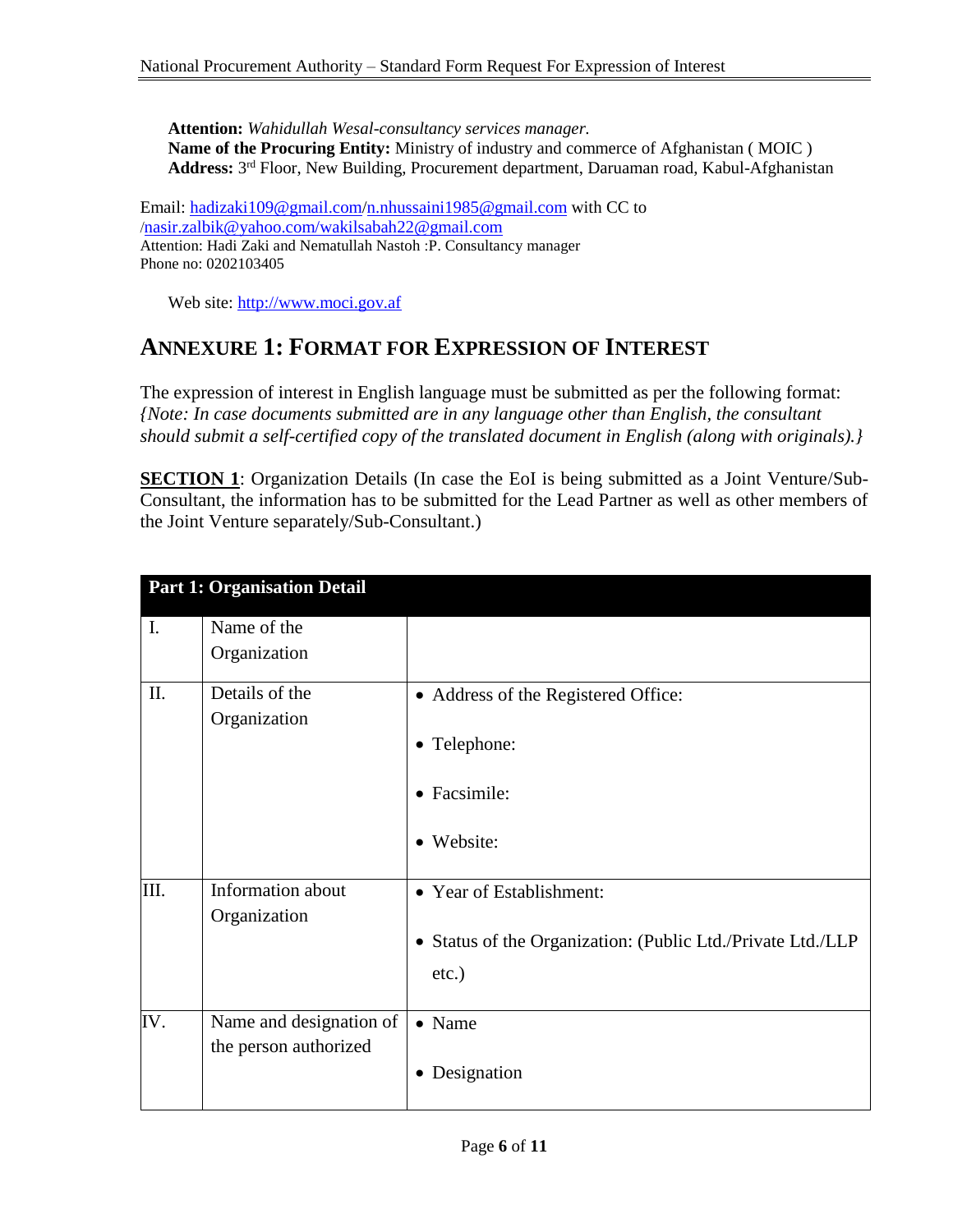**Attention:** *Wahidullah Wesal-consultancy services manager.*
**Name of the Procuring Entity:** Ministry of industry and commerce of Afghanistan ( MOIC )
**Address:** 3rd Floor, New Building, Procurement department, Daruaman road, Kabul-Afghanistan

Email: hadizaki109@gmail.com/n.nhussaini1985@gmail.com with CC to /nasir.zalbik@yahoo.com/wakilsabah22@gmail.com
Attention: Hadi Zaki and Nematullah Nastoh :P. Consultancy manager
Phone no: 0202103405

Web site: http://www.moci.gov.af

## ANNEXURE 1: FORMAT FOR EXPRESSION OF INTEREST

The expression of interest in English language must be submitted as per the following format:
*{Note: In case documents submitted are in any language other than English, the consultant should submit a self-certified copy of the translated document in English (along with originals).}*

**SECTION 1**: Organization Details (In case the EoI is being submitted as a Joint Venture/Sub-Consultant, the information has to be submitted for the Lead Partner as well as other members of the Joint Venture separately/Sub-Consultant.)

| **Part 1: Organisation Detail** | | |
|---|---|---|
| I. | Name of the Organization | |
| II. | Details of the Organization | • Address of the Registered Office:<br>• Telephone:<br>• Facsimile:<br>• Website: |
| III. | Information about Organization | • Year of Establishment:<br>• Status of the Organization: (Public Ltd./Private Ltd./LLP etc.) |
| IV. | Name and designation of the person authorized | • Name<br>• Designation |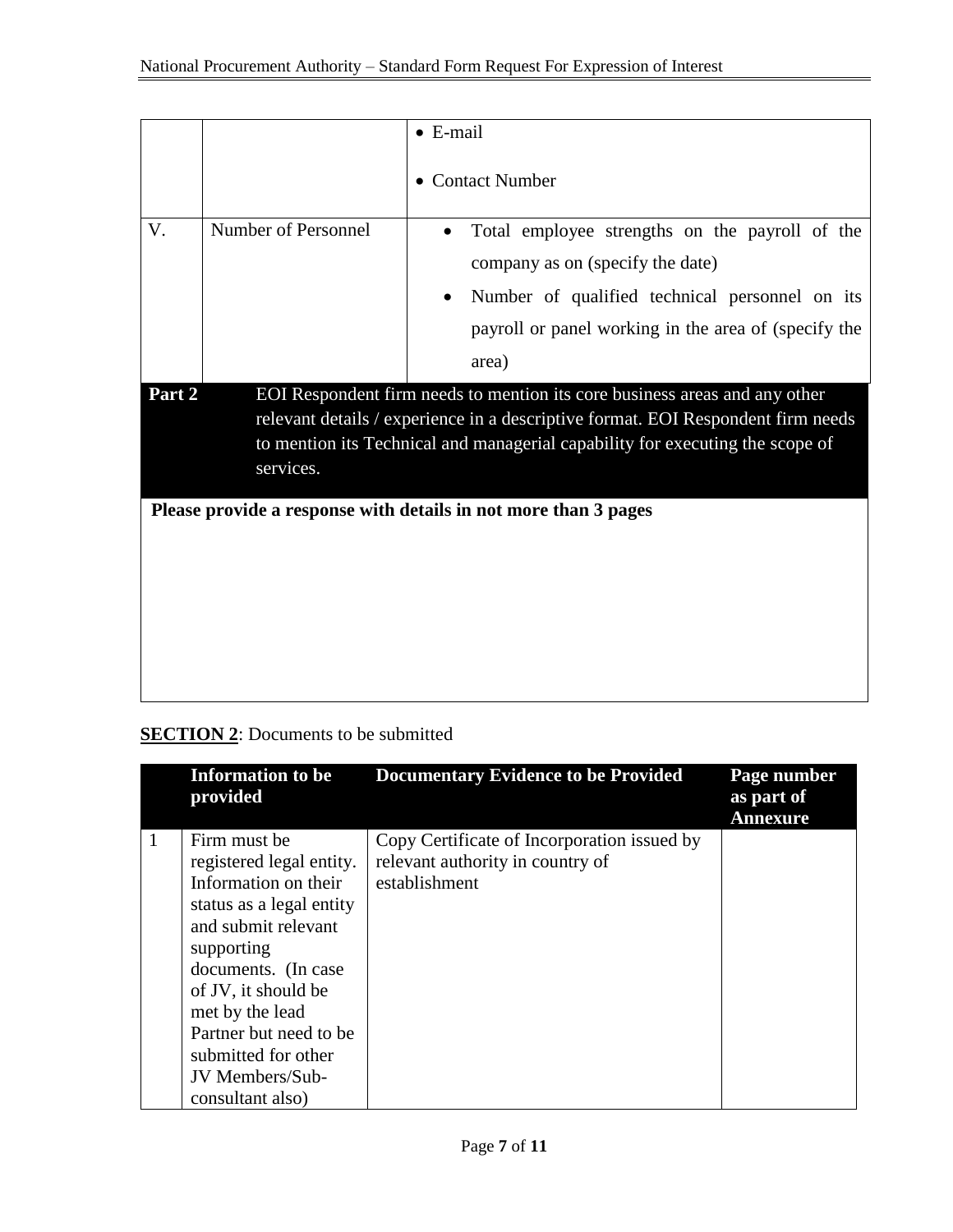| | | |
|---|---|---|
| | | • E-mail<br>• Contact Number |
| V. | Number of Personnel | • Total employee strengths on the payroll of the company as on (specify the date)<br>• Number of qualified technical personnel on its payroll or panel working in the area of (specify the area) |

| Part 2 | EOI Respondent firm needs to mention its core business areas and any other relevant details / experience in a descriptive format. EOI Respondent firm needs to mention its Technical and managerial capability for executing the scope of services. |
|---|---|

**Please provide a response with details in not more than 3 pages**

**SECTION 2**: Documents to be submitted

| | Information to be provided | Documentary Evidence to be Provided | Page number as part of Annexure |
|---|---|---|---|
| 1 | Firm must be registered legal entity. Information on their status as a legal entity and submit relevant supporting documents. (In case of JV, it should be met by the lead Partner but need to be submitted for other JV Members/Sub-consultant also) | Copy Certificate of Incorporation issued by relevant authority in country of establishment | |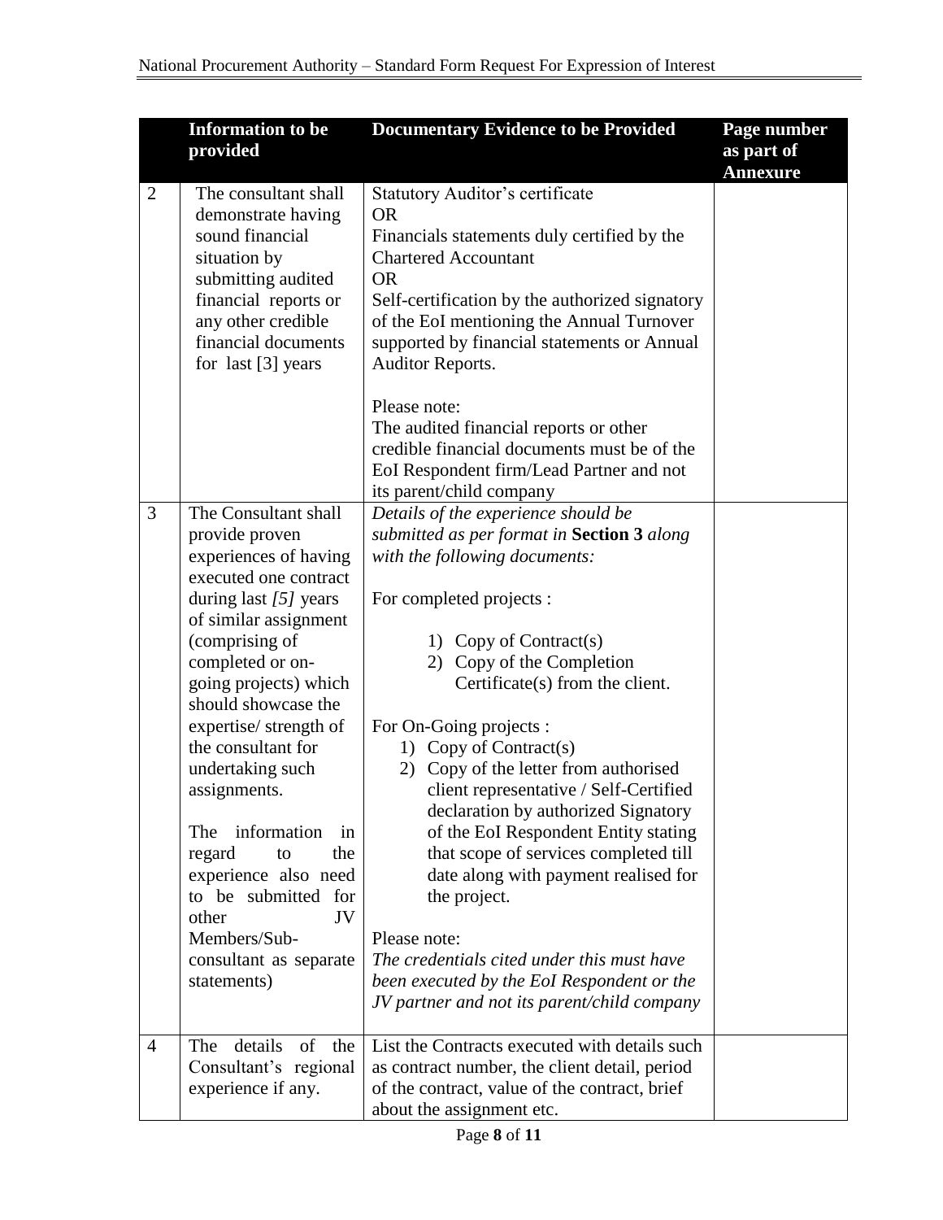| | Information to be provided | Documentary Evidence to be Provided | Page number as part of Annexure |
|---|---|---|---|
| 2 | The consultant shall demonstrate having sound financial situation by submitting audited financial reports or any other credible financial documents for last [3] years | Statutory Auditor's certificate<br>OR<br>Financials statements duly certified by the Chartered Accountant<br>OR<br>Self-certification by the authorized signatory of the EoI mentioning the Annual Turnover supported by financial statements or Annual Auditor Reports.<br><br>Please note:<br>The audited financial reports or other credible financial documents must be of the EoI Respondent firm/Lead Partner and not its parent/child company | |
| 3 | The Consultant shall provide proven experiences of having executed one contract during last *[5]* years of similar assignment (comprising of completed or on-going projects) which should showcase the expertise/ strength of the consultant for undertaking such assignments.<br><br>The information in regard to the experience also need to be submitted for other JV Members/Sub-consultant as separate statements) | *Details of the experience should be submitted as per format in* **Section 3** *along with the following documents:*<br><br>For completed projects :<br>1) Copy of Contract(s)<br>2) Copy of the Completion Certificate(s) from the client.<br><br>For On-Going projects :<br>1) Copy of Contract(s)<br>2) Copy of the letter from authorised client representative / Self-Certified declaration by authorized Signatory of the EoI Respondent Entity stating that scope of services completed till date along with payment realised for the project.<br><br>Please note:<br>*The credentials cited under this must have been executed by the EoI Respondent or the JV partner and not its parent/child company* | |
| 4 | The details of the Consultant's regional experience if any. | List the Contracts executed with details such as contract number, the client detail, period of the contract, value of the contract, brief about the assignment etc. | |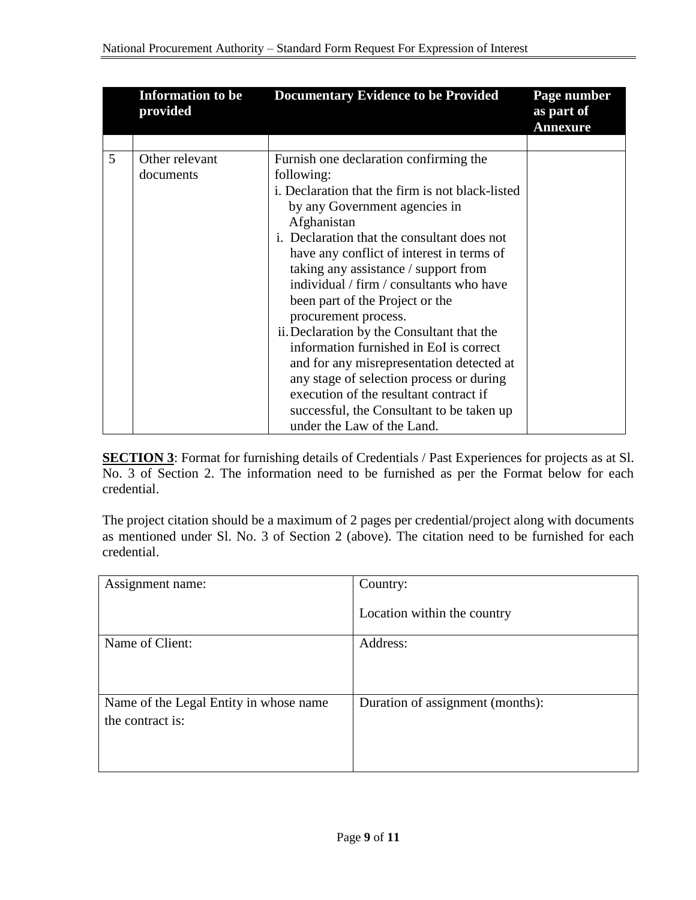| | Information to be provided | Documentary Evidence to be Provided | Page number as part of Annexure |
|---|---|---|---|
| | | | |
| 5 | Other relevant documents | Furnish one declaration confirming the following:<br>i. Declaration that the firm is not black-listed by any Government agencies in Afghanistan<br>i. Declaration that the consultant does not have any conflict of interest in terms of taking any assistance / support from individual / firm / consultants who have been part of the Project or the procurement process.<br>ii. Declaration by the Consultant that the information furnished in EoI is correct and for any misrepresentation detected at any stage of selection process or during execution of the resultant contract if successful, the Consultant to be taken up under the Law of the Land. | |

**SECTION 3**: Format for furnishing details of Credentials / Past Experiences for projects as at Sl. No. 3 of Section 2. The information need to be furnished as per the Format below for each credential.

The project citation should be a maximum of 2 pages per credential/project along with documents as mentioned under Sl. No. 3 of Section 2 (above). The citation need to be furnished for each credential.

| Assignment name: | Country:<br><br>Location within the country |
|---|---|
| Name of Client: | Address: |
| Name of the Legal Entity in whose name the contract is: | Duration of assignment (months): |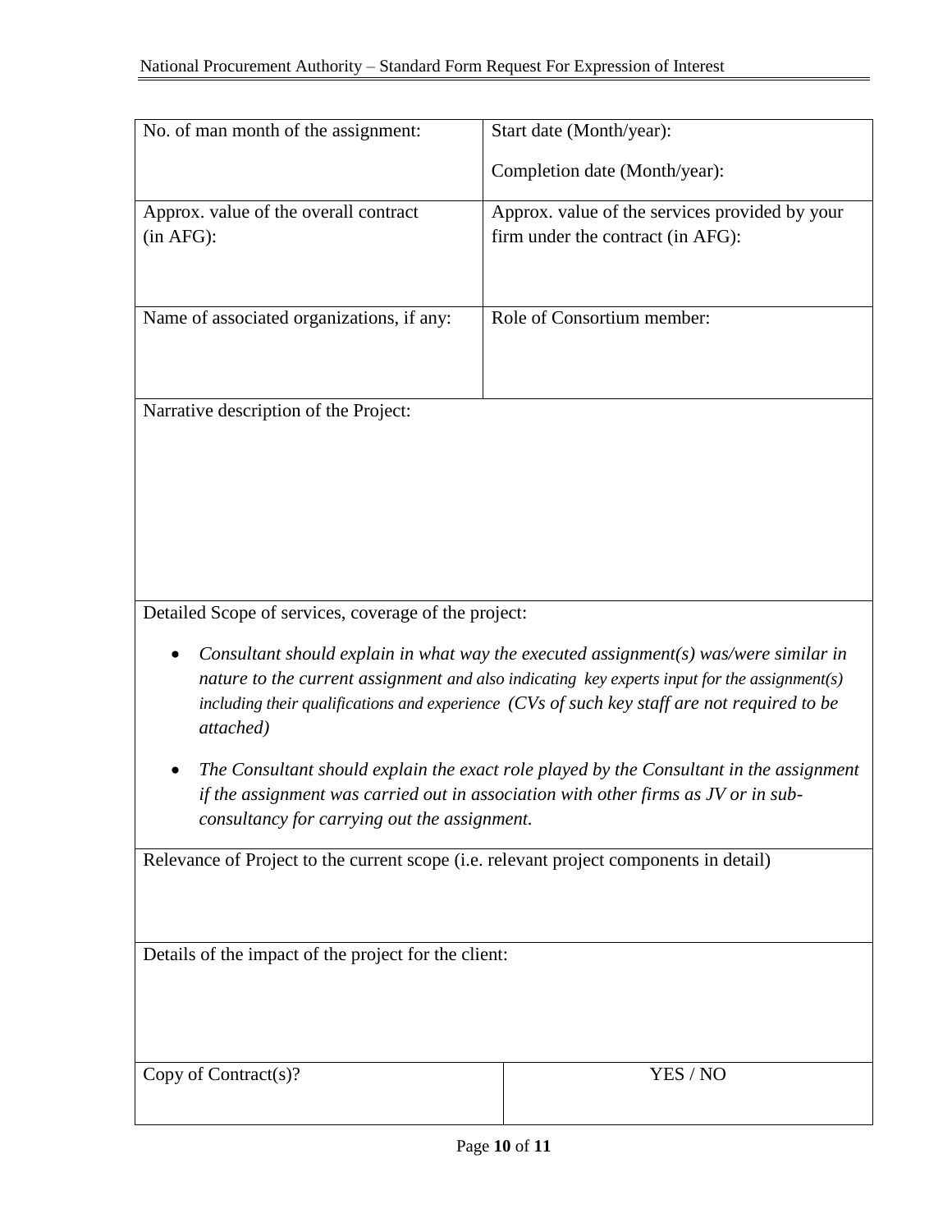| No. of man month of the assignment: | Start date (Month/year):<br><br>Completion date (Month/year): |
|---|---|
| Approx. value of the overall contract (in AFG): | Approx. value of the services provided by your firm under the contract (in AFG): |
| Name of associated organizations, if any: | Role of Consortium member: |
| Narrative description of the Project: | |
| Detailed Scope of services, coverage of the project:<br><br>• *Consultant should explain in what way the executed assignment(s) was/were similar in nature to the current assignment and also indicating key experts input for the assignment(s) including their qualifications and experience (CVs of such key staff are not required to be attached)*<br><br>• *The Consultant should explain the exact role played by the Consultant in the assignment if the assignment was carried out in association with other firms as JV or in sub-consultancy for carrying out the assignment.* | |
| Relevance of Project to the current scope (i.e. relevant project components in detail) | |
| Details of the impact of the project for the client: | |
| Copy of Contract(s)? | YES / NO |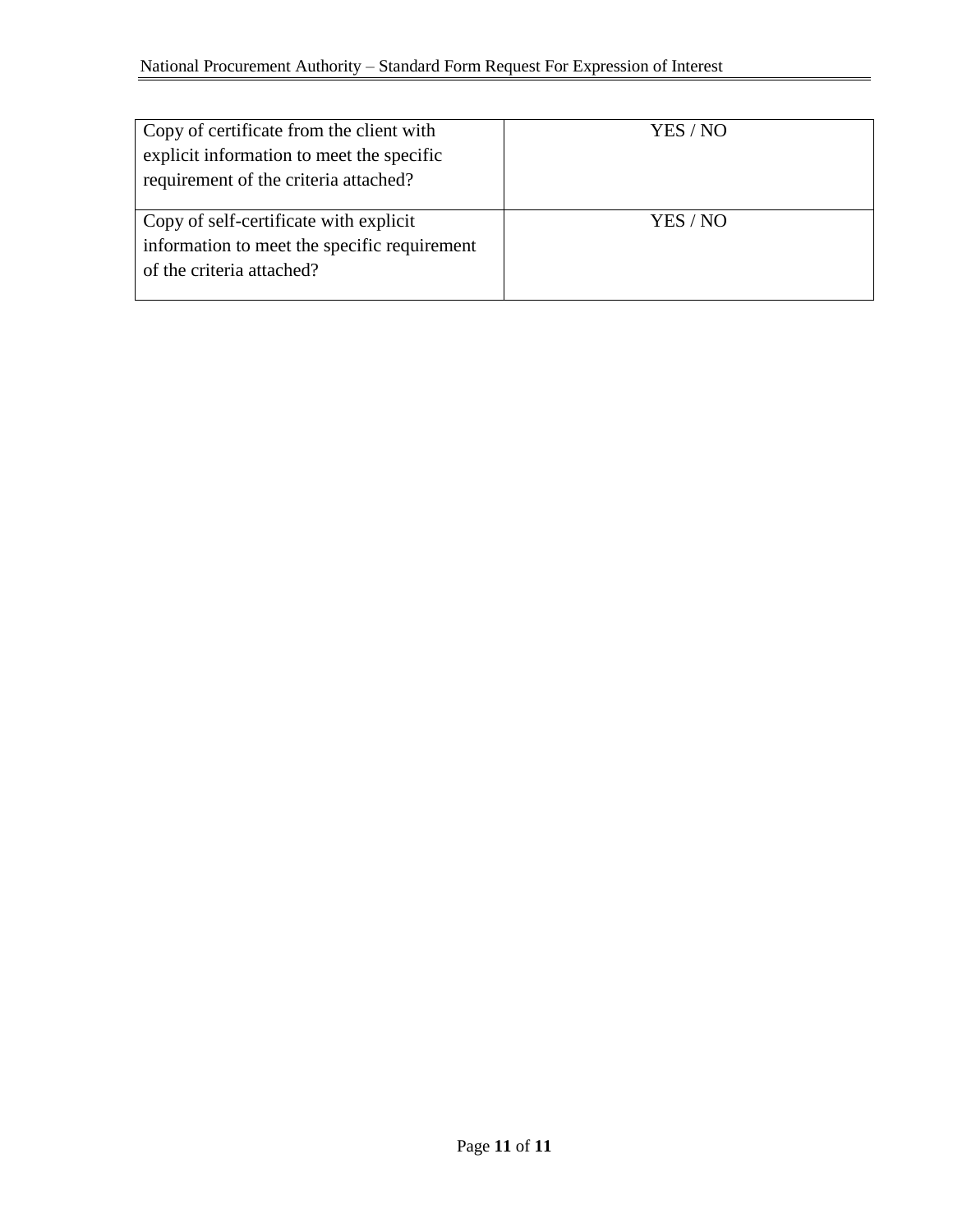| | |
|---|---|
| Copy of certificate from the client with explicit information to meet the specific requirement of the criteria attached? | YES / NO |
| Copy of self-certificate with explicit information to meet the specific requirement of the criteria attached? | YES / NO |